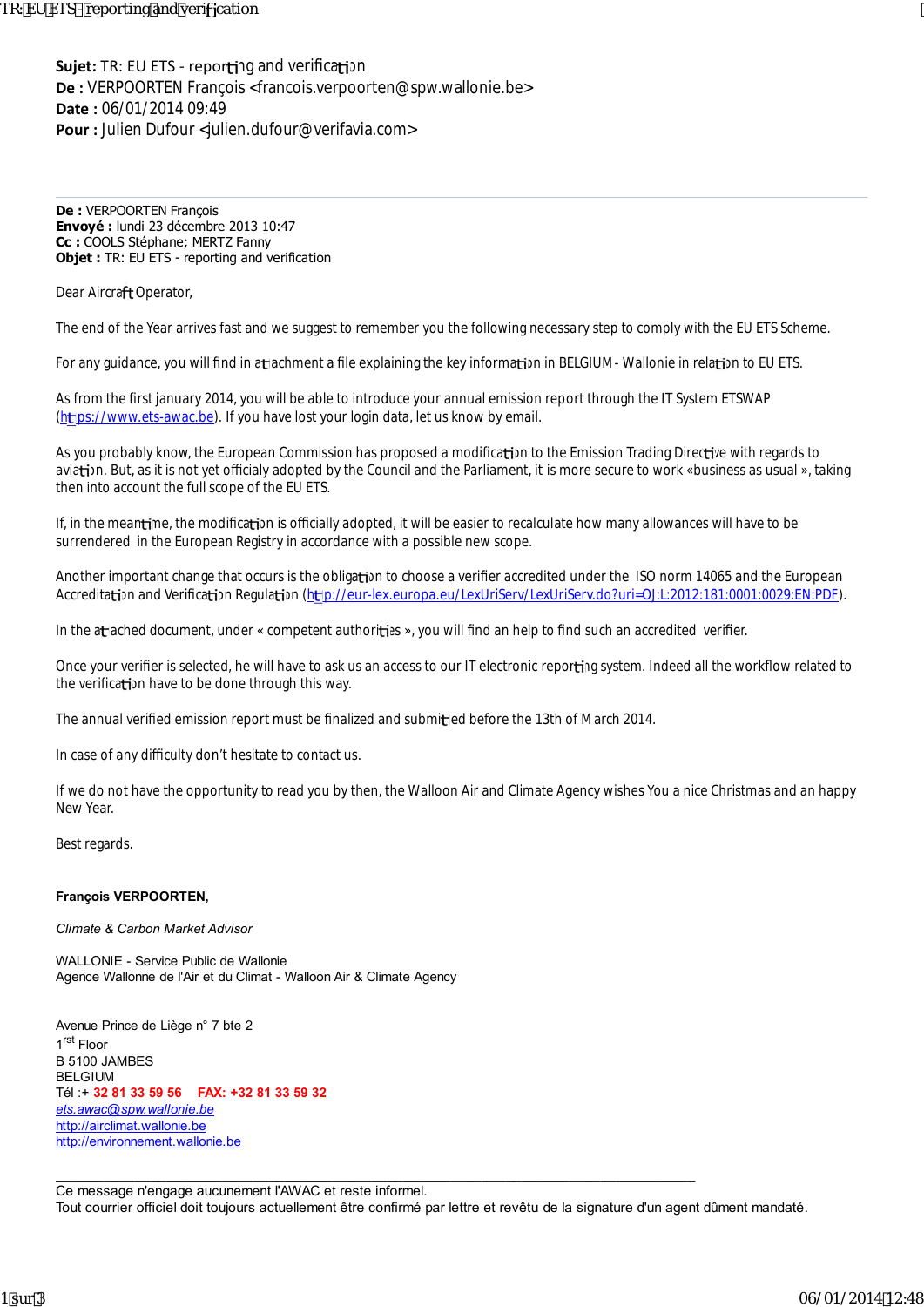**Sujet:** TR: EU ETS - reporting and verification
**De :** VERPOORTEN François <francois.verpoorten@spw.wallonie.be>
**Date :** 06/01/2014 09:49
**Pour :** Julien Dufour <julien.dufour@verifavia.com>

---

**De :** VERPOORTEN François
**Envoyé :** lundi 23 décembre 2013 10:47
**Cc :** COOLS Stéphane; MERTZ Fanny
**Objet :** TR: EU ETS - reporting and verification

Dear Aircraft Operator,

The end of the Year arrives fast and we suggest to remember you the following necessary step to comply with the EU ETS Scheme.

For any guidance, you will find in attachment a file explaining the key information in BELGIUM - Wallonie in relation to EU ETS.

As from the first january 2014, you will be able to introduce your annual emission report through the IT System ETSWAP (https://www.ets-awac.be). If you have lost your login data, let us know by email.

As you probably know, the European Commission has proposed a modification to the Emission Trading Directive with regards to aviation. But, as it is not yet officialy adopted by the Council and the Parliament, it is more secure to work «business as usual », taking then into account the full scope of the EU ETS.

If, in the meantime, the modification is officially adopted, it will be easier to recalculate how many allowances will have to be surrendered in the European Registry in accordance with a possible new scope.

Another important change that occurs is the obligation to choose a verifier accredited under the ISO norm 14065 and the European Accreditation and Verification Regulation (http://eur-lex.europa.eu/LexUriServ/LexUriServ.do?uri=OJ:L:2012:181:0001:0029:EN:PDF).

In the attached document, under « competent authorities », you will find an help to find such an accredited verifier.

Once your verifier is selected, he will have to ask us an access to our IT electronic reporting system. Indeed all the workflow related to the verification have to be done through this way.

The annual verified emission report must be finalized and submitted before the 13th of March 2014.

In case of any difficulty don't hesitate to contact us.

If we do not have the opportunity to read you by then, the Walloon Air and Climate Agency wishes You a nice Christmas and an happy New Year.

Best regards.

**François VERPOORTEN,**

*Climate & Carbon Market Advisor*

WALLONIE - Service Public de Wallonie
Agence Wallonne de l'Air et du Climat - Walloon Air & Climate Agency

Avenue Prince de Liège n° 7 bte 2
1rst Floor
B 5100 JAMBES
BELGIUM
Tél :+ **32 81 33 59 56** **FAX: +32 81 33 59 32**
*ets.awac@spw.wallonie.be*
http://airclimat.wallonie.be
http://environnement.wallonie.be

---

Ce message n'engage aucunement l'AWAC et reste informel.
Tout courrier officiel doit toujours actuellement être confirmé par lettre et revêtu de la signature d'un agent dûment mandaté.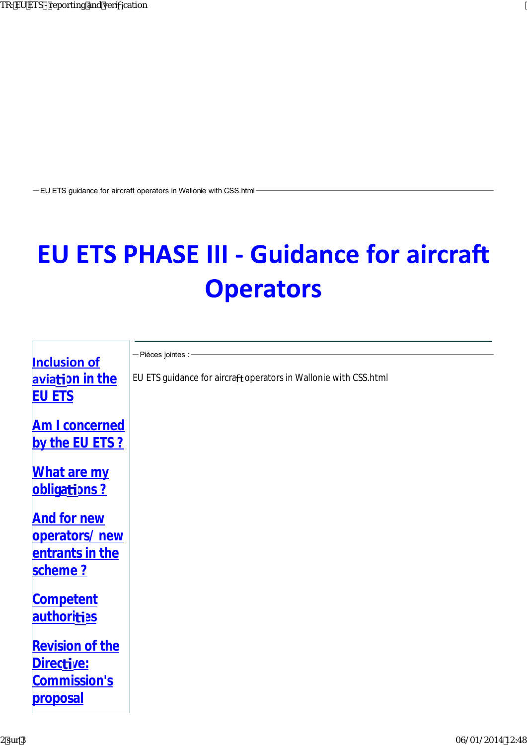EU ETS guidance for aircraft operators in Wallonie with CSS.html

# EU ETS PHASE III - Guidance for aircraft Operators

Inclusion of aviation in the EU ETS

Am I concerned by the EU ETS ?

What are my obligations ?

And for new operators/ new entrants in the scheme ?

Competent authorities

Revision of the Directive: Commission's proposal

Pièces jointes :

EU ETS guidance for aircraft operators in Wallonie with CSS.html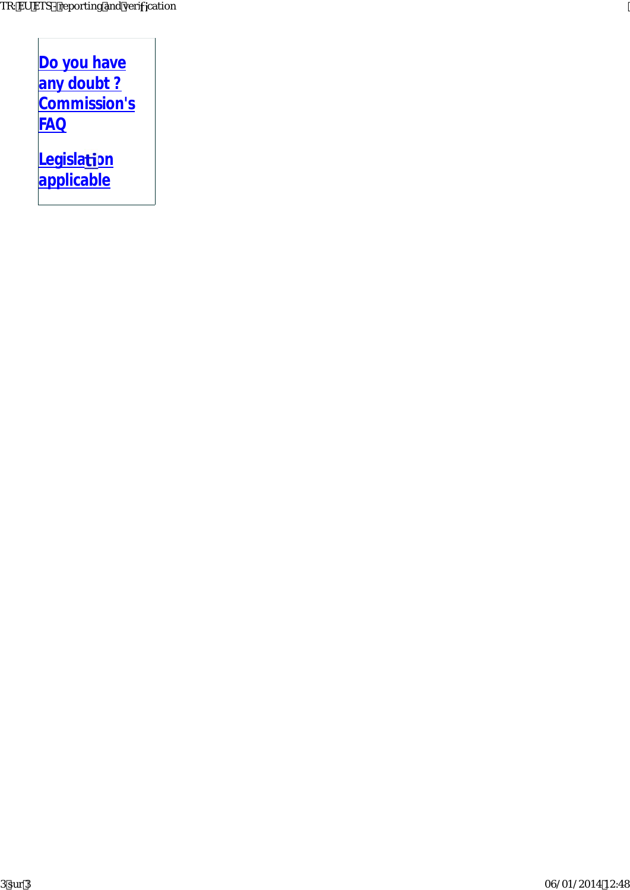Do you have any doubt ? Commission's FAQ

Legislation applicable